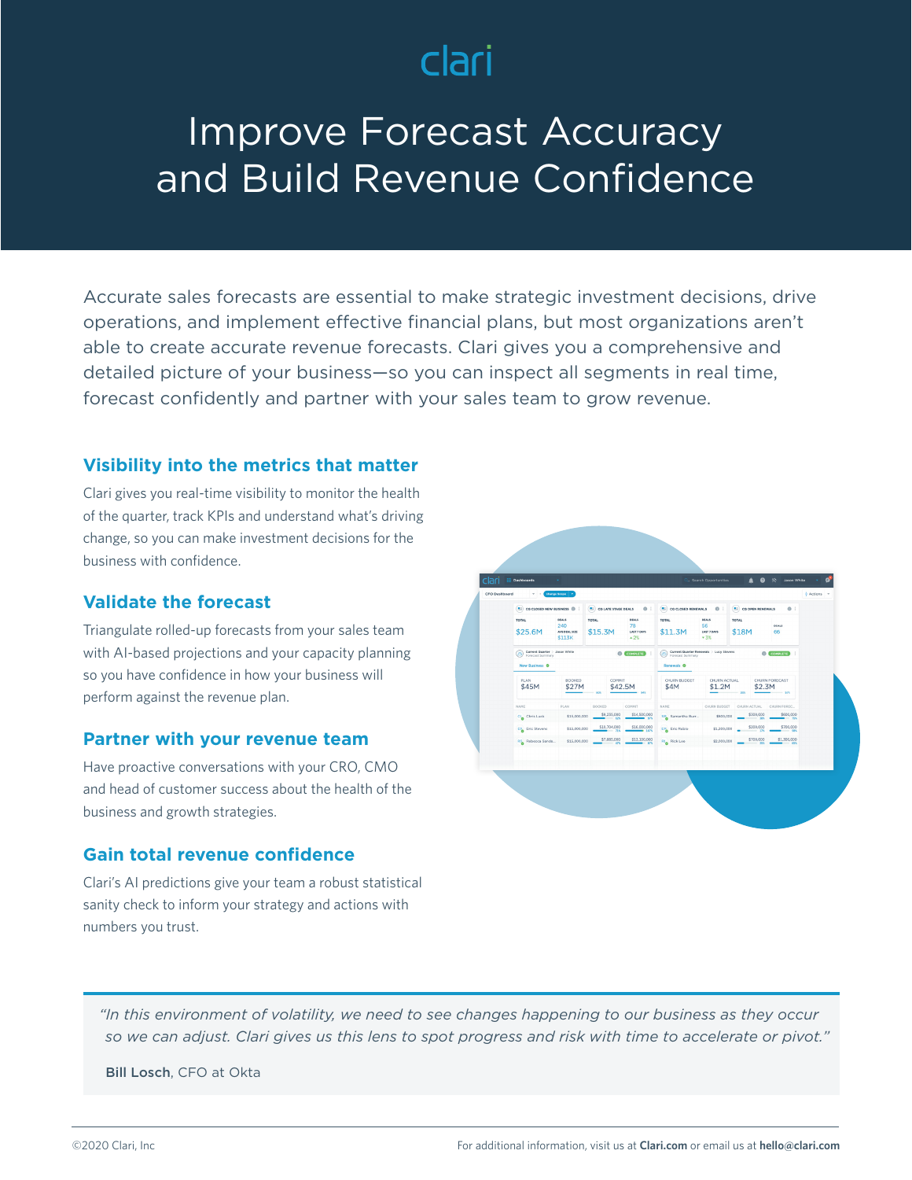clari

# Improve Forecast Accuracy and Build Revenue Confidence

Accurate sales forecasts are essential to make strategic investment decisions, drive operations, and implement effective financial plans, but most organizations aren't able to create accurate revenue forecasts. Clari gives you a comprehensive and detailed picture of your business—so you can inspect all segments in real time, forecast confidently and partner with your sales team to grow revenue.

## Visibility into the metrics that matter

Clari gives you real-time visibility to monitor the health of the quarter, track KPIs and understand what's driving change, so you can make investment decisions for the business with confidence.

## Validate the forecast

Triangulate rolled-up forecasts from your sales team with AI-based projections and your capacity planning so you have confidence in how your business will perform against the revenue plan.

## Partner with your revenue team

Have proactive conversations with your CRO, CMO and head of customer success about the health of the business and growth strategies.

## Gain total revenue confidence

Clari's AI predictions give your team a robust statistical sanity check to inform your strategy and actions with numbers you trust.

> *"In this environment of volatility, we need to see changes happening to our business as they occur so we can adjust. Clari gives us this lens to spot progress and risk with time to accelerate or pivot."*
>
> **Bill Losch**, CFO at Okta

©2020 Clari, Inc

For additional information, visit us at **Clari.com** or email us at **hello@clari.com**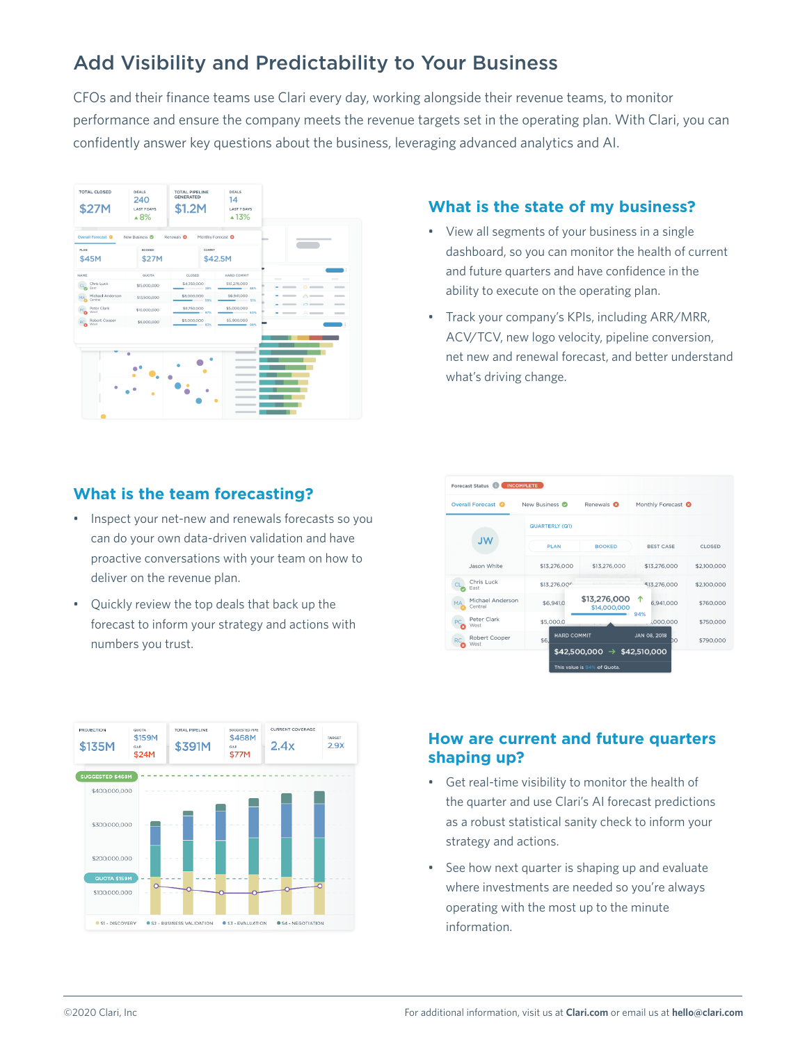# Add Visibility and Predictability to Your Business

CFOs and their finance teams use Clari every day, working alongside their revenue teams, to monitor performance and ensure the company meets the revenue targets set in the operating plan. With Clari, you can confidently answer key questions about the business, leveraging advanced analytics and AI.

## What is the state of my business?

- View all segments of your business in a single dashboard, so you can monitor the health of current and future quarters and have confidence in the ability to execute on the operating plan.
- Track your company's KPIs, including ARR/MRR, ACV/TCV, new logo velocity, pipeline conversion, net new and renewal forecast, and better understand what's driving change.

## What is the team forecasting?

- Inspect your net-new and renewals forecasts so you can do your own data-driven validation and have proactive conversations with your team on how to deliver on the revenue plan.
- Quickly review the top deals that back up the forecast to inform your strategy and actions with numbers you trust.

## How are current and future quarters shaping up?

- Get real-time visibility to monitor the health of the quarter and use Clari's AI forecast predictions as a robust statistical sanity check to inform your strategy and actions.
- See how next quarter is shaping up and evaluate where investments are needed so you're always operating with the most up to the minute information.

©2020 Clari, Inc

For additional information, visit us at **Clari.com** or email us at **hello@clari.com**